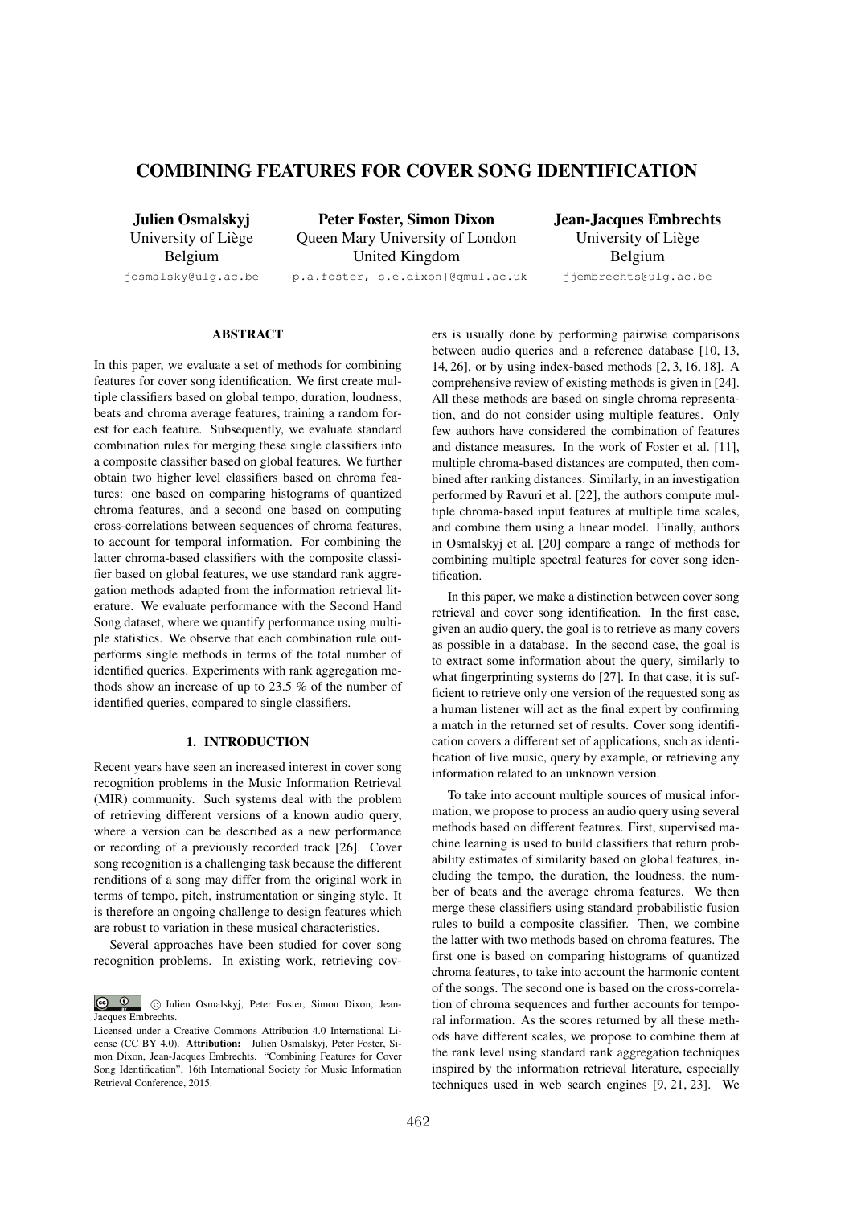# COMBINING FEATURES FOR COVER SONG IDENTIFICATION

**Julien Osmalskyj**
University of Liège
Belgium
josmalsky@ulg.ac.be

**Peter Foster, Simon Dixon**
Queen Mary University of London
United Kingdom
{p.a.foster, s.e.dixon}@qmul.ac.uk

**Jean-Jacques Embrechts**
University of Liège
Belgium
jjembrechts@ulg.ac.be

## ABSTRACT

In this paper, we evaluate a set of methods for combining features for cover song identification. We first create multiple classifiers based on global tempo, duration, loudness, beats and chroma average features, training a random forest for each feature. Subsequently, we evaluate standard combination rules for merging these single classifiers into a composite classifier based on global features. We further obtain two higher level classifiers based on chroma features: one based on comparing histograms of quantized chroma features, and a second one based on computing cross-correlations between sequences of chroma features, to account for temporal information. For combining the latter chroma-based classifiers with the composite classifier based on global features, we use standard rank aggregation methods adapted from the information retrieval literature. We evaluate performance with the Second Hand Song dataset, where we quantify performance using multiple statistics. We observe that each combination rule outperforms single methods in terms of the total number of identified queries. Experiments with rank aggregation methods show an increase of up to 23.5 % of the number of identified queries, compared to single classifiers.

## 1. INTRODUCTION

Recent years have seen an increased interest in cover song recognition problems in the Music Information Retrieval (MIR) community. Such systems deal with the problem of retrieving different versions of a known audio query, where a version can be described as a new performance or recording of a previously recorded track [26]. Cover song recognition is a challenging task because the different renditions of a song may differ from the original work in terms of tempo, pitch, instrumentation or singing style. It is therefore an ongoing challenge to design features which are robust to variation in these musical characteristics.

Several approaches have been studied for cover song recognition problems. In existing work, retrieving covers is usually done by performing pairwise comparisons between audio queries and a reference database [10, 13, 14, 26], or by using index-based methods [2, 3, 16, 18]. A comprehensive review of existing methods is given in [24]. All these methods are based on single chroma representation, and do not consider using multiple features. Only few authors have considered the combination of features and distance measures. In the work of Foster et al. [11], multiple chroma-based distances are computed, then combined after ranking distances. Similarly, in an investigation performed by Ravuri et al. [22], the authors compute multiple chroma-based input features at multiple time scales, and combine them using a linear model. Finally, authors in Osmalskyj et al. [20] compare a range of methods for combining multiple spectral features for cover song identification.

In this paper, we make a distinction between cover song retrieval and cover song identification. In the first case, given an audio query, the goal is to retrieve as many covers as possible in a database. In the second case, the goal is to extract some information about the query, similarly to what fingerprinting systems do [27]. In that case, it is sufficient to retrieve only one version of the requested song as a human listener will act as the final expert by confirming a match in the returned set of results. Cover song identification covers a different set of applications, such as identification of live music, query by example, or retrieving any information related to an unknown version.

To take into account multiple sources of musical information, we propose to process an audio query using several methods based on different features. First, supervised machine learning is used to build classifiers that return probability estimates of similarity based on global features, including the tempo, the duration, the loudness, the number of beats and the average chroma features. We then merge these classifiers using standard probabilistic fusion rules to build a composite classifier. Then, we combine the latter with two methods based on chroma features. The first one is based on comparing histograms of quantized chroma features, to take into account the harmonic content of the songs. The second one is based on the cross-correlation of chroma sequences and further accounts for temporal information. As the scores returned by all these methods have different scales, we propose to combine them at the rank level using standard rank aggregation techniques inspired by the information retrieval literature, especially techniques used in web search engines [9, 21, 23]. We

© Julien Osmalskyj, Peter Foster, Simon Dixon, Jean-Jacques Embrechts.
Licensed under a Creative Commons Attribution 4.0 International License (CC BY 4.0). **Attribution:** Julien Osmalskyj, Peter Foster, Simon Dixon, Jean-Jacques Embrechts. "Combining Features for Cover Song Identification", 16th International Society for Music Information Retrieval Conference, 2015.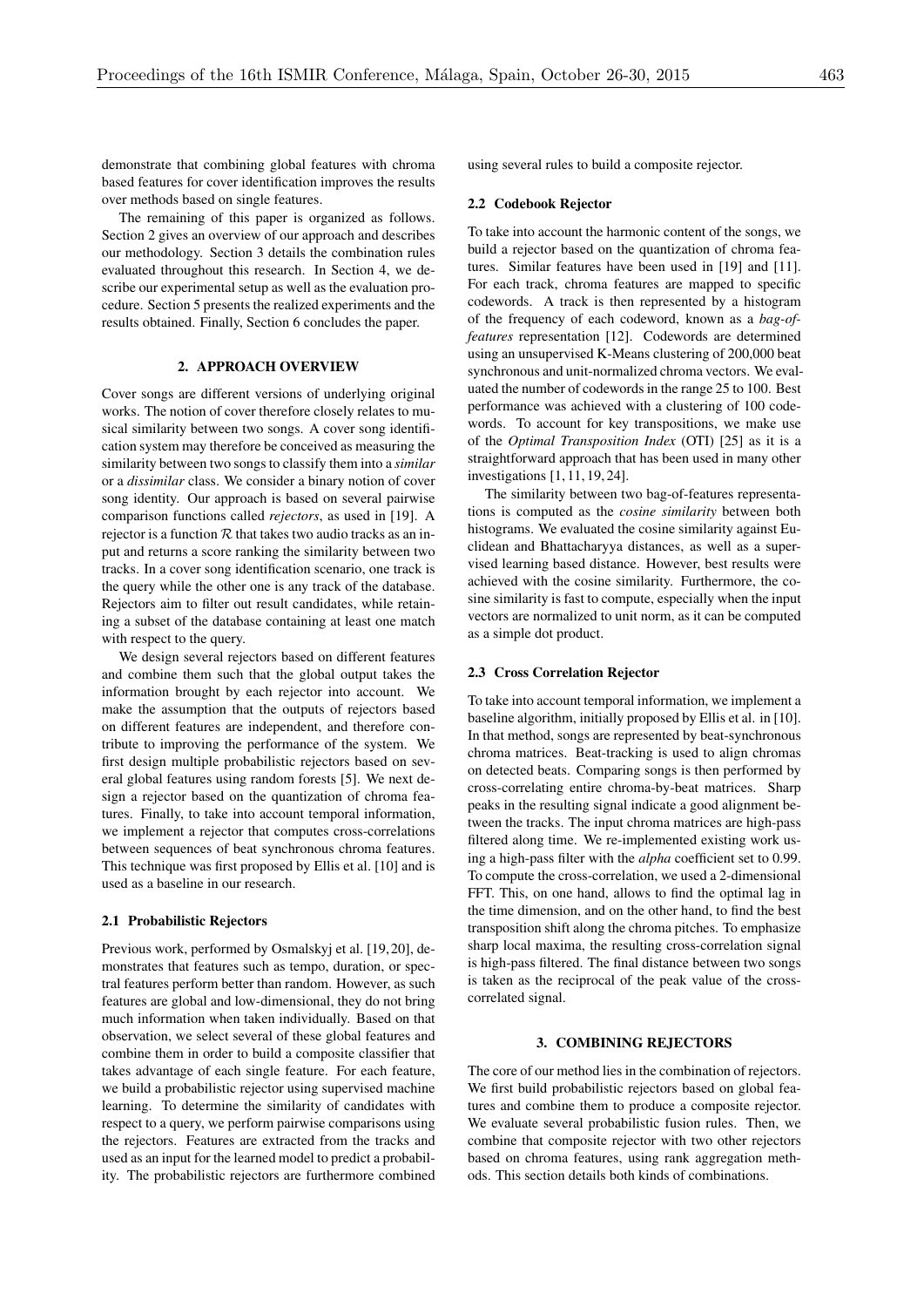demonstrate that combining global features with chroma based features for cover identification improves the results over methods based on single features.

The remaining of this paper is organized as follows. Section 2 gives an overview of our approach and describes our methodology. Section 3 details the combination rules evaluated throughout this research. In Section 4, we describe our experimental setup as well as the evaluation procedure. Section 5 presents the realized experiments and the results obtained. Finally, Section 6 concludes the paper.

## 2. APPROACH OVERVIEW

Cover songs are different versions of underlying original works. The notion of cover therefore closely relates to musical similarity between two songs. A cover song identification system may therefore be conceived as measuring the similarity between two songs to classify them into a *similar* or a *dissimilar* class. We consider a binary notion of cover song identity. Our approach is based on several pairwise comparison functions called *rejectors*, as used in [19]. A rejector is a function $\mathcal{R}$ that takes two audio tracks as an input and returns a score ranking the similarity between two tracks. In a cover song identification scenario, one track is the query while the other one is any track of the database. Rejectors aim to filter out result candidates, while retaining a subset of the database containing at least one match with respect to the query.

We design several rejectors based on different features and combine them such that the global output takes the information brought by each rejector into account. We make the assumption that the outputs of rejectors based on different features are independent, and therefore contribute to improving the performance of the system. We first design multiple probabilistic rejectors based on several global features using random forests [5]. We next design a rejector based on the quantization of chroma features. Finally, to take into account temporal information, we implement a rejector that computes cross-correlations between sequences of beat synchronous chroma features. This technique was first proposed by Ellis et al. [10] and is used as a baseline in our research.

### 2.1 Probabilistic Rejectors

Previous work, performed by Osmalskyj et al. [19, 20], demonstrates that features such as tempo, duration, or spectral features perform better than random. However, as such features are global and low-dimensional, they do not bring much information when taken individually. Based on that observation, we select several of these global features and combine them in order to build a composite classifier that takes advantage of each single feature. For each feature, we build a probabilistic rejector using supervised machine learning. To determine the similarity of candidates with respect to a query, we perform pairwise comparisons using the rejectors. Features are extracted from the tracks and used as an input for the learned model to predict a probability. The probabilistic rejectors are furthermore combined using several rules to build a composite rejector.

### 2.2 Codebook Rejector

To take into account the harmonic content of the songs, we build a rejector based on the quantization of chroma features. Similar features have been used in [19] and [11]. For each track, chroma features are mapped to specific codewords. A track is then represented by a histogram of the frequency of each codeword, known as a *bag-of-features* representation [12]. Codewords are determined using an unsupervised K-Means clustering of 200,000 beat synchronous and unit-normalized chroma vectors. We evaluated the number of codewords in the range 25 to 100. Best performance was achieved with a clustering of 100 codewords. To account for key transpositions, we make use of the *Optimal Transposition Index* (OTI) [25] as it is a straightforward approach that has been used in many other investigations [1, 11, 19, 24].

The similarity between two bag-of-features representations is computed as the *cosine similarity* between both histograms. We evaluated the cosine similarity against Euclidean and Bhattacharyya distances, as well as a supervised learning based distance. However, best results were achieved with the cosine similarity. Furthermore, the cosine similarity is fast to compute, especially when the input vectors are normalized to unit norm, as it can be computed as a simple dot product.

### 2.3 Cross Correlation Rejector

To take into account temporal information, we implement a baseline algorithm, initially proposed by Ellis et al. in [10]. In that method, songs are represented by beat-synchronous chroma matrices. Beat-tracking is used to align chromas on detected beats. Comparing songs is then performed by cross-correlating entire chroma-by-beat matrices. Sharp peaks in the resulting signal indicate a good alignment between the tracks. The input chroma matrices are high-pass filtered along time. We re-implemented existing work using a high-pass filter with the *alpha* coefficient set to 0.99. To compute the cross-correlation, we used a 2-dimensional FFT. This, on one hand, allows to find the optimal lag in the time dimension, and on the other hand, to find the best transposition shift along the chroma pitches. To emphasize sharp local maxima, the resulting cross-correlation signal is high-pass filtered. The final distance between two songs is taken as the reciprocal of the peak value of the cross-correlated signal.

## 3. COMBINING REJECTORS

The core of our method lies in the combination of rejectors. We first build probabilistic rejectors based on global features and combine them to produce a composite rejector. We evaluate several probabilistic fusion rules. Then, we combine that composite rejector with two other rejectors based on chroma features, using rank aggregation methods. This section details both kinds of combinations.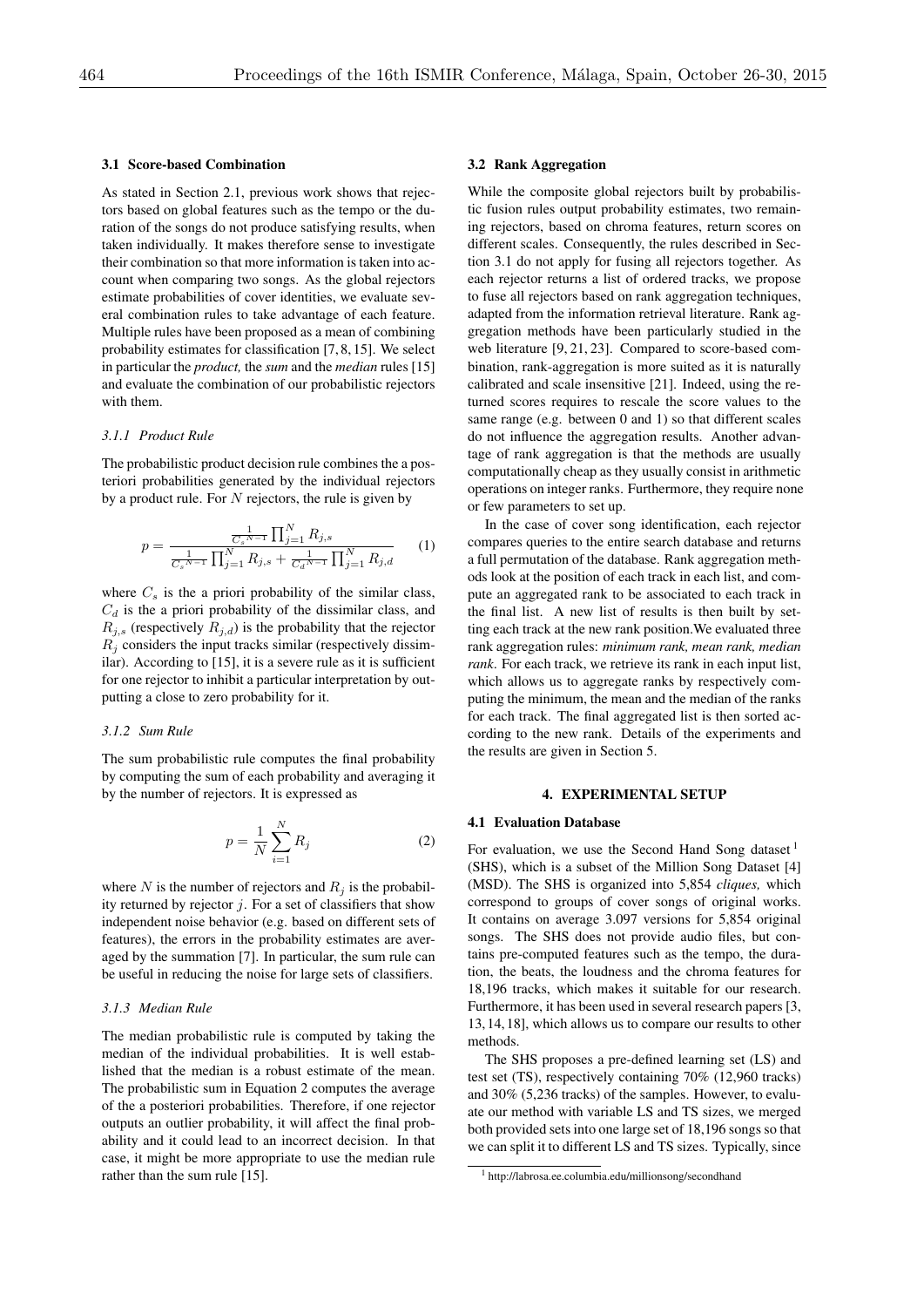### 3.1 Score-based Combination

As stated in Section 2.1, previous work shows that rejectors based on global features such as the tempo or the duration of the songs do not produce satisfying results, when taken individually. It makes therefore sense to investigate their combination so that more information is taken into account when comparing two songs. As the global rejectors estimate probabilities of cover identities, we evaluate several combination rules to take advantage of each feature. Multiple rules have been proposed as a mean of combining probability estimates for classification [7, 8, 15]. We select in particular the *product,* the *sum* and the *median* rules [15] and evaluate the combination of our probabilistic rejectors with them.

#### 3.1.1 Product Rule

The probabilistic product decision rule combines the a posteriori probabilities generated by the individual rejectors by a product rule. For $N$ rejectors, the rule is given by

$$p = \frac{\frac{1}{{C_s}^{N-1}} \prod_{j=1}^{N} R_{j,s}}{\frac{1}{{C_s}^{N-1}} \prod_{j=1}^{N} R_{j,s} + \frac{1}{{C_d}^{N-1}} \prod_{j=1}^{N} R_{j,d}} \qquad (1)$$

where $C_s$ is the a priori probability of the similar class, $C_d$ is the a priori probability of the dissimilar class, and $R_{j,s}$ (respectively $R_{j,d}$) is the probability that the rejector $R_j$ considers the input tracks similar (respectively dissimilar). According to [15], it is a severe rule as it is sufficient for one rejector to inhibit a particular interpretation by outputting a close to zero probability for it.

#### 3.1.2 Sum Rule

The sum probabilistic rule computes the final probability by computing the sum of each probability and averaging it by the number of rejectors. It is expressed as

$$p = \frac{1}{N} \sum_{i=1}^{N} R_j \qquad (2)$$

where $N$ is the number of rejectors and $R_j$ is the probability returned by rejector $j$. For a set of classifiers that show independent noise behavior (e.g. based on different sets of features), the errors in the probability estimates are averaged by the summation [7]. In particular, the sum rule can be useful in reducing the noise for large sets of classifiers.

#### 3.1.3 Median Rule

The median probabilistic rule is computed by taking the median of the individual probabilities. It is well established that the median is a robust estimate of the mean. The probabilistic sum in Equation 2 computes the average of the a posteriori probabilities. Therefore, if one rejector outputs an outlier probability, it will affect the final probability and it could lead to an incorrect decision. In that case, it might be more appropriate to use the median rule rather than the sum rule [15].

### 3.2 Rank Aggregation

While the composite global rejectors built by probabilistic fusion rules output probability estimates, two remaining rejectors, based on chroma features, return scores on different scales. Consequently, the rules described in Section 3.1 do not apply for fusing all rejectors together. As each rejector returns a list of ordered tracks, we propose to fuse all rejectors based on rank aggregation techniques, adapted from the information retrieval literature. Rank aggregation methods have been particularly studied in the web literature [9, 21, 23]. Compared to score-based combination, rank-aggregation is more suited as it is naturally calibrated and scale insensitive [21]. Indeed, using the returned scores requires to rescale the score values to the same range (e.g. between 0 and 1) so that different scales do not influence the aggregation results. Another advantage of rank aggregation is that the methods are usually computationally cheap as they usually consist in arithmetic operations on integer ranks. Furthermore, they require none or few parameters to set up.

In the case of cover song identification, each rejector compares queries to the entire search database and returns a full permutation of the database. Rank aggregation methods look at the position of each track in each list, and compute an aggregated rank to be associated to each track in the final list. A new list of results is then built by setting each track at the new rank position.We evaluated three rank aggregation rules: *minimum rank, mean rank, median rank*. For each track, we retrieve its rank in each input list, which allows us to aggregate ranks by respectively computing the minimum, the mean and the median of the ranks for each track. The final aggregated list is then sorted according to the new rank. Details of the experiments and the results are given in Section 5.

## 4. EXPERIMENTAL SETUP

### 4.1 Evaluation Database

For evaluation, we use the Second Hand Song dataset [1] (SHS), which is a subset of the Million Song Dataset [4] (MSD). The SHS is organized into 5,854 *cliques,* which correspond to groups of cover songs of original works. It contains on average 3.097 versions for 5,854 original songs. The SHS does not provide audio files, but contains pre-computed features such as the tempo, the duration, the beats, the loudness and the chroma features for 18,196 tracks, which makes it suitable for our research. Furthermore, it has been used in several research papers [3, 13, 14, 18], which allows us to compare our results to other methods.

The SHS proposes a pre-defined learning set (LS) and test set (TS), respectively containing 70% (12,960 tracks) and 30% (5,236 tracks) of the samples. However, to evaluate our method with variable LS and TS sizes, we merged both provided sets into one large set of 18,196 songs so that we can split it to different LS and TS sizes. Typically, since

[1] http://labrosa.ee.columbia.edu/millionsong/secondhand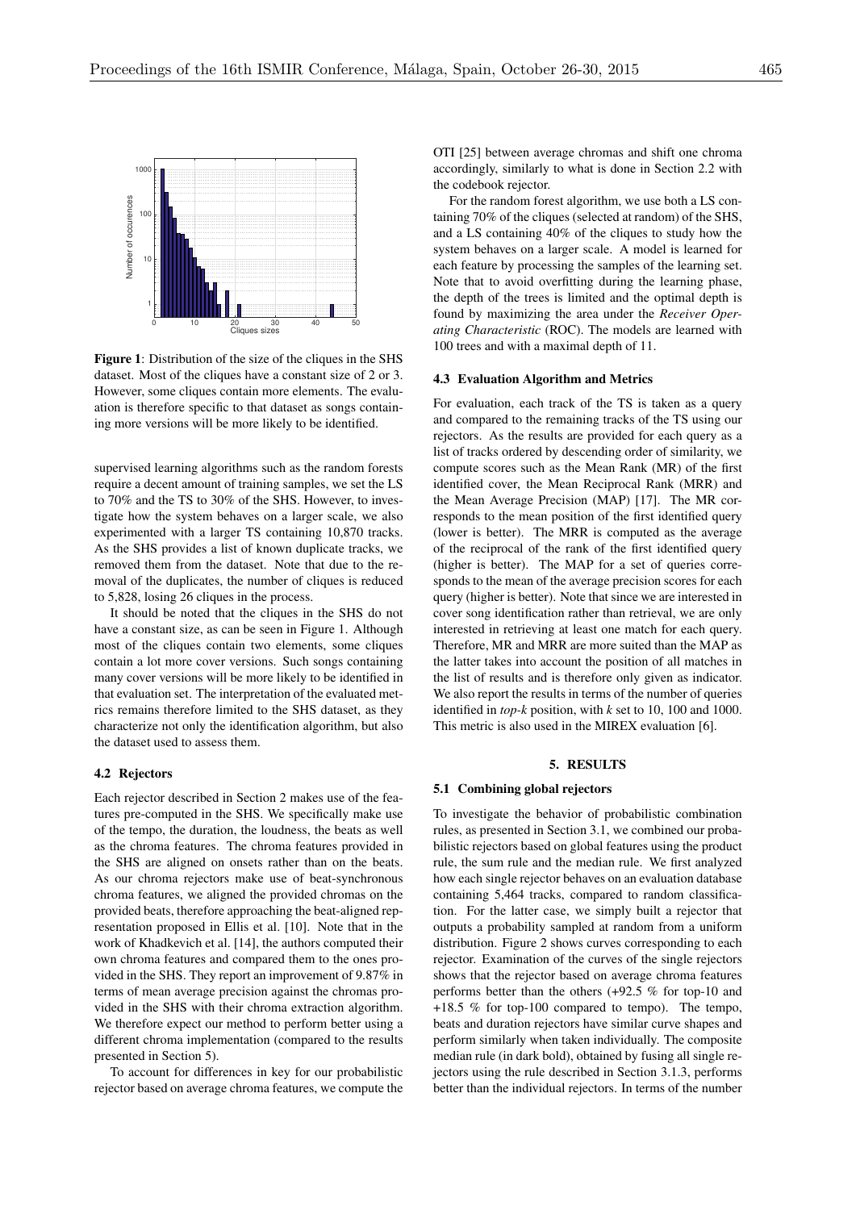Figure 1: Distribution of the size of the cliques in the SHS dataset. Most of the cliques have a constant size of 2 or 3. However, some cliques contain more elements. The evaluation is therefore specific to that dataset as songs containing more versions will be more likely to be identified.

supervised learning algorithms such as the random forests require a decent amount of training samples, we set the LS to 70% and the TS to 30% of the SHS. However, to investigate how the system behaves on a larger scale, we also experimented with a larger TS containing 10,870 tracks. As the SHS provides a list of known duplicate tracks, we removed them from the dataset. Note that due to the removal of the duplicates, the number of cliques is reduced to 5,828, losing 26 cliques in the process.

It should be noted that the cliques in the SHS do not have a constant size, as can be seen in Figure 1. Although most of the cliques contain two elements, some cliques contain a lot more cover versions. Such songs containing many cover versions will be more likely to be identified in that evaluation set. The interpretation of the evaluated metrics remains therefore limited to the SHS dataset, as they characterize not only the identification algorithm, but also the dataset used to assess them.

### 4.2 Rejectors

Each rejector described in Section 2 makes use of the features pre-computed in the SHS. We specifically make use of the tempo, the duration, the loudness, the beats as well as the chroma features. The chroma features provided in the SHS are aligned on onsets rather than on the beats. As our chroma rejectors make use of beat-synchronous chroma features, we aligned the provided chromas on the provided beats, therefore approaching the beat-aligned representation proposed in Ellis et al. [10]. Note that in the work of Khadkevich et al. [14], the authors computed their own chroma features and compared them to the ones provided in the SHS. They report an improvement of 9.87% in terms of mean average precision against the chromas provided in the SHS with their chroma extraction algorithm. We therefore expect our method to perform better using a different chroma implementation (compared to the results presented in Section 5).

To account for differences in key for our probabilistic rejector based on average chroma features, we compute the OTI [25] between average chromas and shift one chroma accordingly, similarly to what is done in Section 2.2 with the codebook rejector.

For the random forest algorithm, we use both a LS containing 70% of the cliques (selected at random) of the SHS, and a LS containing 40% of the cliques to study how the system behaves on a larger scale. A model is learned for each feature by processing the samples of the learning set. Note that to avoid overfitting during the learning phase, the depth of the trees is limited and the optimal depth is found by maximizing the area under the *Receiver Operating Characteristic* (ROC). The models are learned with 100 trees and with a maximal depth of 11.

### 4.3 Evaluation Algorithm and Metrics

For evaluation, each track of the TS is taken as a query and compared to the remaining tracks of the TS using our rejectors. As the results are provided for each query as a list of tracks ordered by descending order of similarity, we compute scores such as the Mean Rank (MR) of the first identified cover, the Mean Reciprocal Rank (MRR) and the Mean Average Precision (MAP) [17]. The MR corresponds to the mean position of the first identified query (lower is better). The MRR is computed as the average of the reciprocal of the rank of the first identified query (higher is better). The MAP for a set of queries corresponds to the mean of the average precision scores for each query (higher is better). Note that since we are interested in cover song identification rather than retrieval, we are only interested in retrieving at least one match for each query. Therefore, MR and MRR are more suited than the MAP as the latter takes into account the position of all matches in the list of results and is therefore only given as indicator. We also report the results in terms of the number of queries identified in *top-k* position, with *k* set to 10, 100 and 1000. This metric is also used in the MIREX evaluation [6].

## 5. RESULTS

### 5.1 Combining global rejectors

To investigate the behavior of probabilistic combination rules, as presented in Section 3.1, we combined our probabilistic rejectors based on global features using the product rule, the sum rule and the median rule. We first analyzed how each single rejector behaves on an evaluation database containing 5,464 tracks, compared to random classification. For the latter case, we simply built a rejector that outputs a probability sampled at random from a uniform distribution. Figure 2 shows curves corresponding to each rejector. Examination of the curves of the single rejectors shows that the rejector based on average chroma features performs better than the others (+92.5 % for top-10 and +18.5 % for top-100 compared to tempo). The tempo, beats and duration rejectors have similar curve shapes and perform similarly when taken individually. The composite median rule (in dark bold), obtained by fusing all single rejectors using the rule described in Section 3.1.3, performs better than the individual rejectors. In terms of the number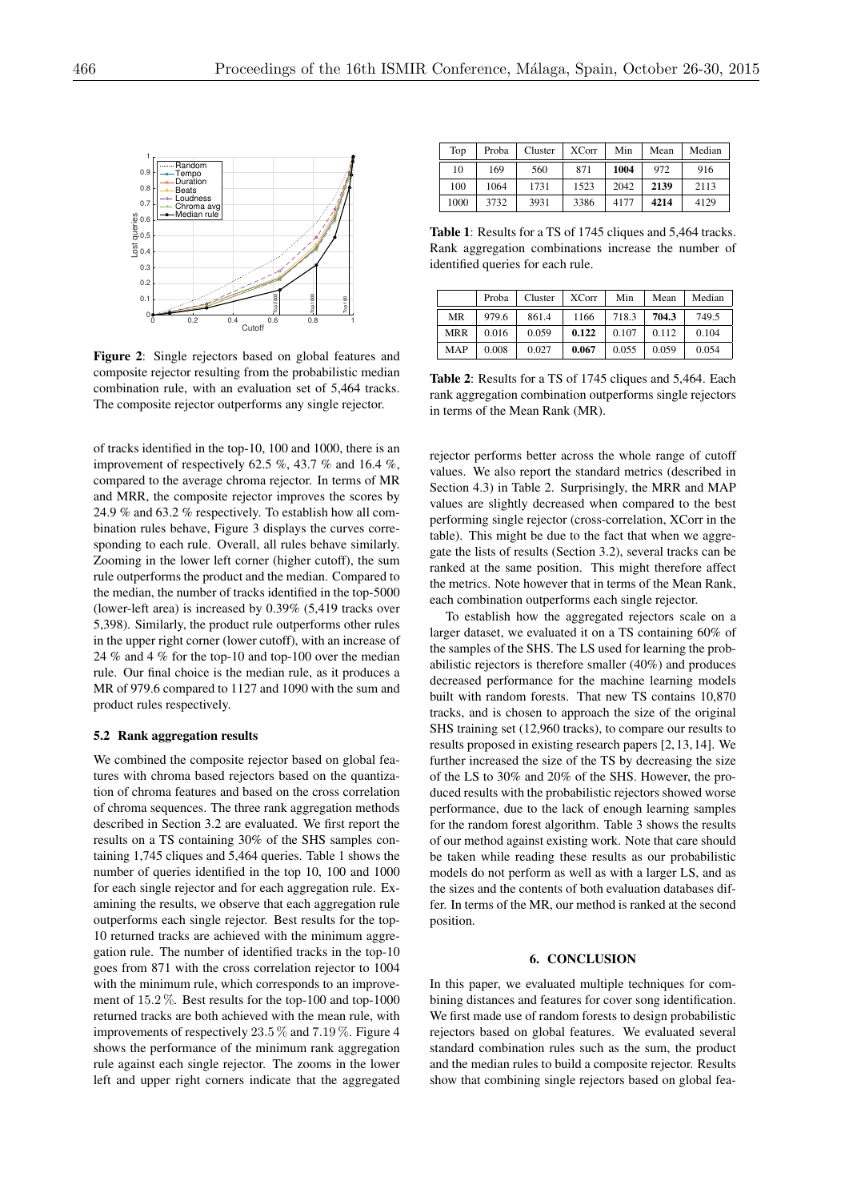Figure 2: Single rejectors based on global features and composite rejector resulting from the probabilistic median combination rule, with an evaluation set of 5,464 tracks. The composite rejector outperforms any single rejector.

of tracks identified in the top-10, 100 and 1000, there is an improvement of respectively 62.5 %, 43.7 % and 16.4 %, compared to the average chroma rejector. In terms of MR and MRR, the composite rejector improves the scores by 24.9 % and 63.2 % respectively. To establish how all combination rules behave, Figure 3 displays the curves corresponding to each rule. Overall, all rules behave similarly. Zooming in the lower left corner (higher cutoff), the sum rule outperforms the product and the median. Compared to the median, the number of tracks identified in the top-5000 (lower-left area) is increased by 0.39% (5,419 tracks over 5,398). Similarly, the product rule outperforms other rules in the upper right corner (lower cutoff), with an increase of 24 % and 4 % for the top-10 and top-100 over the median rule. Our final choice is the median rule, as it produces a MR of 979.6 compared to 1127 and 1090 with the sum and product rules respectively.

### 5.2 Rank aggregation results

We combined the composite rejector based on global features with chroma based rejectors based on the quantization of chroma features and based on the cross correlation of chroma sequences. The three rank aggregation methods described in Section 3.2 are evaluated. We first report the results on a TS containing 30% of the SHS samples containing 1,745 cliques and 5,464 queries. Table 1 shows the number of queries identified in the top 10, 100 and 1000 for each single rejector and for each aggregation rule. Examining the results, we observe that each aggregation rule outperforms each single rejector. Best results for the top-10 returned tracks are achieved with the minimum aggregation rule. The number of identified tracks in the top-10 goes from 871 with the cross correlation rejector to 1004 with the minimum rule, which corresponds to an improvement of $15.2\,\%$. Best results for the top-100 and top-1000 returned tracks are both achieved with the mean rule, with improvements of respectively $23.5\,\%$ and $7.19\,\%$. Figure 4 shows the performance of the minimum rank aggregation rule against each single rejector. The zooms in the lower left and upper right corners indicate that the aggregated

| Top | Proba | Cluster | XCorr | Min | Mean | Median |
|---|---|---|---|---|---|---|
| 10 | 169 | 560 | 871 | **1004** | 972 | 916 |
| 100 | 1064 | 1731 | 1523 | 2042 | **2139** | 2113 |
| 1000 | 3732 | 3931 | 3386 | 4177 | **4214** | 4129 |

**Table 1**: Results for a TS of 1745 cliques and 5,464 tracks. Rank aggregation combinations increase the number of identified queries for each rule.

| | Proba | Cluster | XCorr | Min | Mean | Median |
|---|---|---|---|---|---|---|
| MR | 979.6 | 861.4 | 1166 | 718.3 | **704.3** | 749.5 |
| MRR | 0.016 | 0.059 | **0.122** | 0.107 | 0.112 | 0.104 |
| MAP | 0.008 | 0.027 | **0.067** | 0.055 | 0.059 | 0.054 |

**Table 2**: Results for a TS of 1745 cliques and 5,464. Each rank aggregation combination outperforms single rejectors in terms of the Mean Rank (MR).

rejector performs better across the whole range of cutoff values. We also report the standard metrics (described in Section 4.3) in Table 2. Surprisingly, the MRR and MAP values are slightly decreased when compared to the best performing single rejector (cross-correlation, XCorr in the table). This might be due to the fact that when we aggregate the lists of results (Section 3.2), several tracks can be ranked at the same position. This might therefore affect the metrics. Note however that in terms of the Mean Rank, each combination outperforms each single rejector.

To establish how the aggregated rejectors scale on a larger dataset, we evaluated it on a TS containing 60% of the samples of the SHS. The LS used for learning the probabilistic rejectors is therefore smaller (40%) and produces decreased performance for the machine learning models built with random forests. That new TS contains 10,870 tracks, and is chosen to approach the size of the original SHS training set (12,960 tracks), to compare our results to results proposed in existing research papers [2, 13, 14]. We further increased the size of the TS by decreasing the size of the LS to 30% and 20% of the SHS. However, the produced results with the probabilistic rejectors showed worse performance, due to the lack of enough learning samples for the random forest algorithm. Table 3 shows the results of our method against existing work. Note that care should be taken while reading these results as our probabilistic models do not perform as well as with a larger LS, and as the sizes and the contents of both evaluation databases differ. In terms of the MR, our method is ranked at the second position.

## 6. CONCLUSION

In this paper, we evaluated multiple techniques for combining distances and features for cover song identification. We first made use of random forests to design probabilistic rejectors based on global features. We evaluated several standard combination rules such as the sum, the product and the median rules to build a composite rejector. Results show that combining single rejectors based on global fea-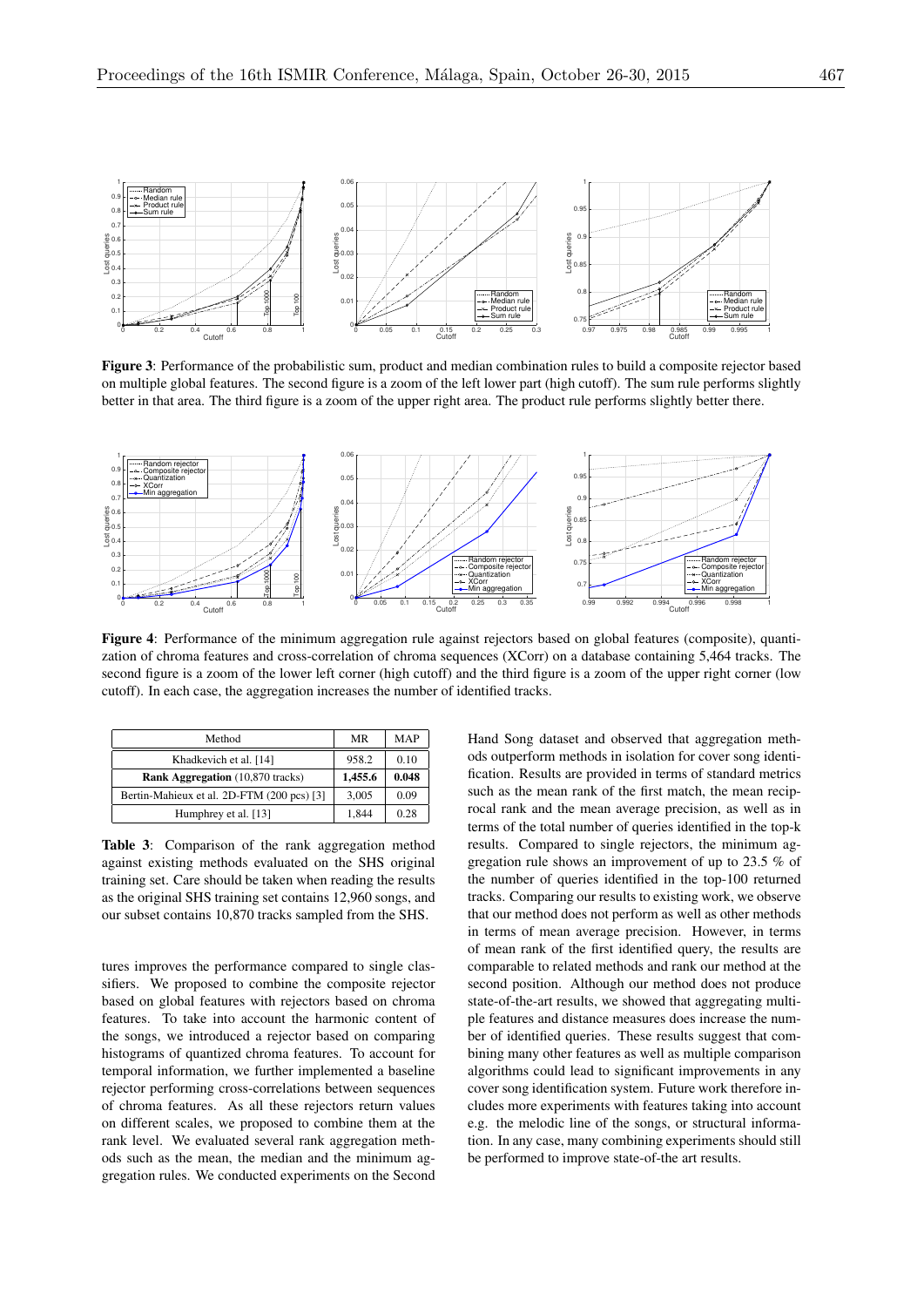**Figure 3**: Performance of the probabilistic sum, product and median combination rules to build a composite rejector based on multiple global features. The second figure is a zoom of the left lower part (high cutoff). The sum rule performs slightly better in that area. The third figure is a zoom of the upper right area. The product rule performs slightly better there.

**Figure 4**: Performance of the minimum aggregation rule against rejectors based on global features (composite), quantization of chroma features and cross-correlation of chroma sequences (XCorr) on a database containing 5,464 tracks. The second figure is a zoom of the lower left corner (high cutoff) and the third figure is a zoom of the upper right corner (low cutoff). In each case, the aggregation increases the number of identified tracks.

| Method | MR | MAP |
|---|---|---|
| Khadkevich et al. [14] | 958.2 | 0.10 |
| **Rank Aggregation** (10,870 tracks) | **1,455.6** | **0.048** |
| Bertin-Mahieux et al. 2D-FTM (200 pcs) [3] | 3,005 | 0.09 |
| Humphrey et al. [13] | 1,844 | 0.28 |

**Table 3**: Comparison of the rank aggregation method against existing methods evaluated on the SHS original training set. Care should be taken when reading the results as the original SHS training set contains 12,960 songs, and our subset contains 10,870 tracks sampled from the SHS.

tures improves the performance compared to single classifiers. We proposed to combine the composite rejector based on global features with rejectors based on chroma features. To take into account the harmonic content of the songs, we introduced a rejector based on comparing histograms of quantized chroma features. To account for temporal information, we further implemented a baseline rejector performing cross-correlations between sequences of chroma features. As all these rejectors return values on different scales, we proposed to combine them at the rank level. We evaluated several rank aggregation methods such as the mean, the median and the minimum aggregation rules. We conducted experiments on the Second Hand Song dataset and observed that aggregation methods outperform methods in isolation for cover song identification. Results are provided in terms of standard metrics such as the mean rank of the first match, the mean reciprocal rank and the mean average precision, as well as in terms of the total number of queries identified in the top-k results. Compared to single rejectors, the minimum aggregation rule shows an improvement of up to 23.5 % of the number of queries identified in the top-100 returned tracks. Comparing our results to existing work, we observe that our method does not perform as well as other methods in terms of mean average precision. However, in terms of mean rank of the first identified query, the results are comparable to related methods and rank our method at the second position. Although our method does not produce state-of-the-art results, we showed that aggregating multiple features and distance measures does increase the number of identified queries. These results suggest that combining many other features as well as multiple comparison algorithms could lead to significant improvements in any cover song identification system. Future work therefore includes more experiments with features taking into account e.g. the melodic line of the songs, or structural information. In any case, many combining experiments should still be performed to improve state-of-the art results.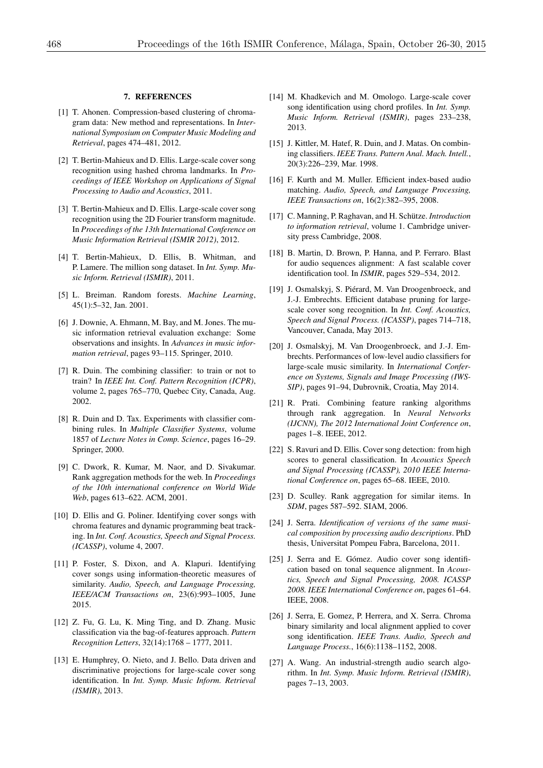## 7. REFERENCES

[1] T. Ahonen. Compression-based clustering of chromagram data: New method and representations. In *International Symposium on Computer Music Modeling and Retrieval*, pages 474–481, 2012.

[2] T. Bertin-Mahieux and D. Ellis. Large-scale cover song recognition using hashed chroma landmarks. In *Proceedings of IEEE Workshop on Applications of Signal Processing to Audio and Acoustics*, 2011.

[3] T. Bertin-Mahieux and D. Ellis. Large-scale cover song recognition using the 2D Fourier transform magnitude. In *Proceedings of the 13th International Conference on Music Information Retrieval (ISMIR 2012)*, 2012.

[4] T. Bertin-Mahieux, D. Ellis, B. Whitman, and P. Lamere. The million song dataset. In *Int. Symp. Music Inform. Retrieval (ISMIR)*, 2011.

[5] L. Breiman. Random forests. *Machine Learning*, 45(1):5–32, Jan. 2001.

[6] J. Downie, A. Ehmann, M. Bay, and M. Jones. The music information retrieval evaluation exchange: Some observations and insights. In *Advances in music information retrieval*, pages 93–115. Springer, 2010.

[7] R. Duin. The combining classifier: to train or not to train? In *IEEE Int. Conf. Pattern Recognition (ICPR)*, volume 2, pages 765–770, Quebec City, Canada, Aug. 2002.

[8] R. Duin and D. Tax. Experiments with classifier combining rules. In *Multiple Classifier Systems*, volume 1857 of *Lecture Notes in Comp. Science*, pages 16–29. Springer, 2000.

[9] C. Dwork, R. Kumar, M. Naor, and D. Sivakumar. Rank aggregation methods for the web. In *Proceedings of the 10th international conference on World Wide Web*, pages 613–622. ACM, 2001.

[10] D. Ellis and G. Poliner. Identifying cover songs with chroma features and dynamic programming beat tracking. In *Int. Conf. Acoustics, Speech and Signal Process. (ICASSP)*, volume 4, 2007.

[11] P. Foster, S. Dixon, and A. Klapuri. Identifying cover songs using information-theoretic measures of similarity. *Audio, Speech, and Language Processing, IEEE/ACM Transactions on*, 23(6):993–1005, June 2015.

[12] Z. Fu, G. Lu, K. Ming Ting, and D. Zhang. Music classification via the bag-of-features approach. *Pattern Recognition Letters*, 32(14):1768 – 1777, 2011.

[13] E. Humphrey, O. Nieto, and J. Bello. Data driven and discriminative projections for large-scale cover song identification. In *Int. Symp. Music Inform. Retrieval (ISMIR)*, 2013.

[14] M. Khadkevich and M. Omologo. Large-scale cover song identification using chord profiles. In *Int. Symp. Music Inform. Retrieval (ISMIR)*, pages 233–238, 2013.

[15] J. Kittler, M. Hatef, R. Duin, and J. Matas. On combining classifiers. *IEEE Trans. Pattern Anal. Mach. Intell.*, 20(3):226–239, Mar. 1998.

[16] F. Kurth and M. Muller. Efficient index-based audio matching. *Audio, Speech, and Language Processing, IEEE Transactions on*, 16(2):382–395, 2008.

[17] C. Manning, P. Raghavan, and H. Schütze. *Introduction to information retrieval*, volume 1. Cambridge university press Cambridge, 2008.

[18] B. Martin, D. Brown, P. Hanna, and P. Ferraro. Blast for audio sequences alignment: A fast scalable cover identification tool. In *ISMIR*, pages 529–534, 2012.

[19] J. Osmalskyj, S. Piérard, M. Van Droogenbroeck, and J.-J. Embrechts. Efficient database pruning for large-scale cover song recognition. In *Int. Conf. Acoustics, Speech and Signal Process. (ICASSP)*, pages 714–718, Vancouver, Canada, May 2013.

[20] J. Osmalskyj, M. Van Droogenbroeck, and J.-J. Embrechts. Performances of low-level audio classifiers for large-scale music similarity. In *International Conference on Systems, Signals and Image Processing (IWSSIP)*, pages 91–94, Dubrovnik, Croatia, May 2014.

[21] R. Prati. Combining feature ranking algorithms through rank aggregation. In *Neural Networks (IJCNN), The 2012 International Joint Conference on*, pages 1–8. IEEE, 2012.

[22] S. Ravuri and D. Ellis. Cover song detection: from high scores to general classification. In *Acoustics Speech and Signal Processing (ICASSP), 2010 IEEE International Conference on*, pages 65–68. IEEE, 2010.

[23] D. Sculley. Rank aggregation for similar items. In *SDM*, pages 587–592. SIAM, 2006.

[24] J. Serra. *Identification of versions of the same musical composition by processing audio descriptions*. PhD thesis, Universitat Pompeu Fabra, Barcelona, 2011.

[25] J. Serra and E. Gómez. Audio cover song identification based on tonal sequence alignment. In *Acoustics, Speech and Signal Processing, 2008. ICASSP 2008. IEEE International Conference on*, pages 61–64. IEEE, 2008.

[26] J. Serra, E. Gomez, P. Herrera, and X. Serra. Chroma binary similarity and local alignment applied to cover song identification. *IEEE Trans. Audio, Speech and Language Process.*, 16(6):1138–1152, 2008.

[27] A. Wang. An industrial-strength audio search algorithm. In *Int. Symp. Music Inform. Retrieval (ISMIR)*, pages 7–13, 2003.